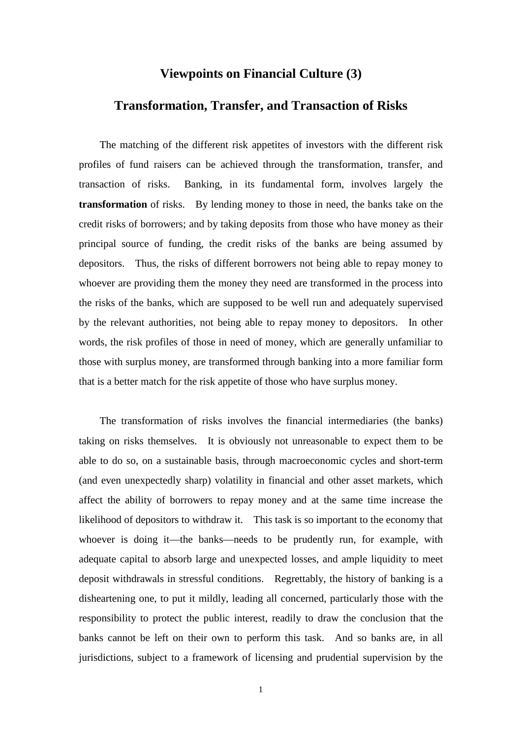# Viewpoints on Financial Culture (3)

## Transformation, Transfer, and Transaction of Risks

The matching of the different risk appetites of investors with the different risk profiles of fund raisers can be achieved through the transformation, transfer, and transaction of risks. Banking, in its fundamental form, involves largely the **transformation** of risks. By lending money to those in need, the banks take on the credit risks of borrowers; and by taking deposits from those who have money as their principal source of funding, the credit risks of the banks are being assumed by depositors. Thus, the risks of different borrowers not being able to repay money to whoever are providing them the money they need are transformed in the process into the risks of the banks, which are supposed to be well run and adequately supervised by the relevant authorities, not being able to repay money to depositors. In other words, the risk profiles of those in need of money, which are generally unfamiliar to those with surplus money, are transformed through banking into a more familiar form that is a better match for the risk appetite of those who have surplus money.

The transformation of risks involves the financial intermediaries (the banks) taking on risks themselves. It is obviously not unreasonable to expect them to be able to do so, on a sustainable basis, through macroeconomic cycles and short-term (and even unexpectedly sharp) volatility in financial and other asset markets, which affect the ability of borrowers to repay money and at the same time increase the likelihood of depositors to withdraw it. This task is so important to the economy that whoever is doing it—the banks—needs to be prudently run, for example, with adequate capital to absorb large and unexpected losses, and ample liquidity to meet deposit withdrawals in stressful conditions. Regrettably, the history of banking is a disheartening one, to put it mildly, leading all concerned, particularly those with the responsibility to protect the public interest, readily to draw the conclusion that the banks cannot be left on their own to perform this task. And so banks are, in all jurisdictions, subject to a framework of licensing and prudential supervision by the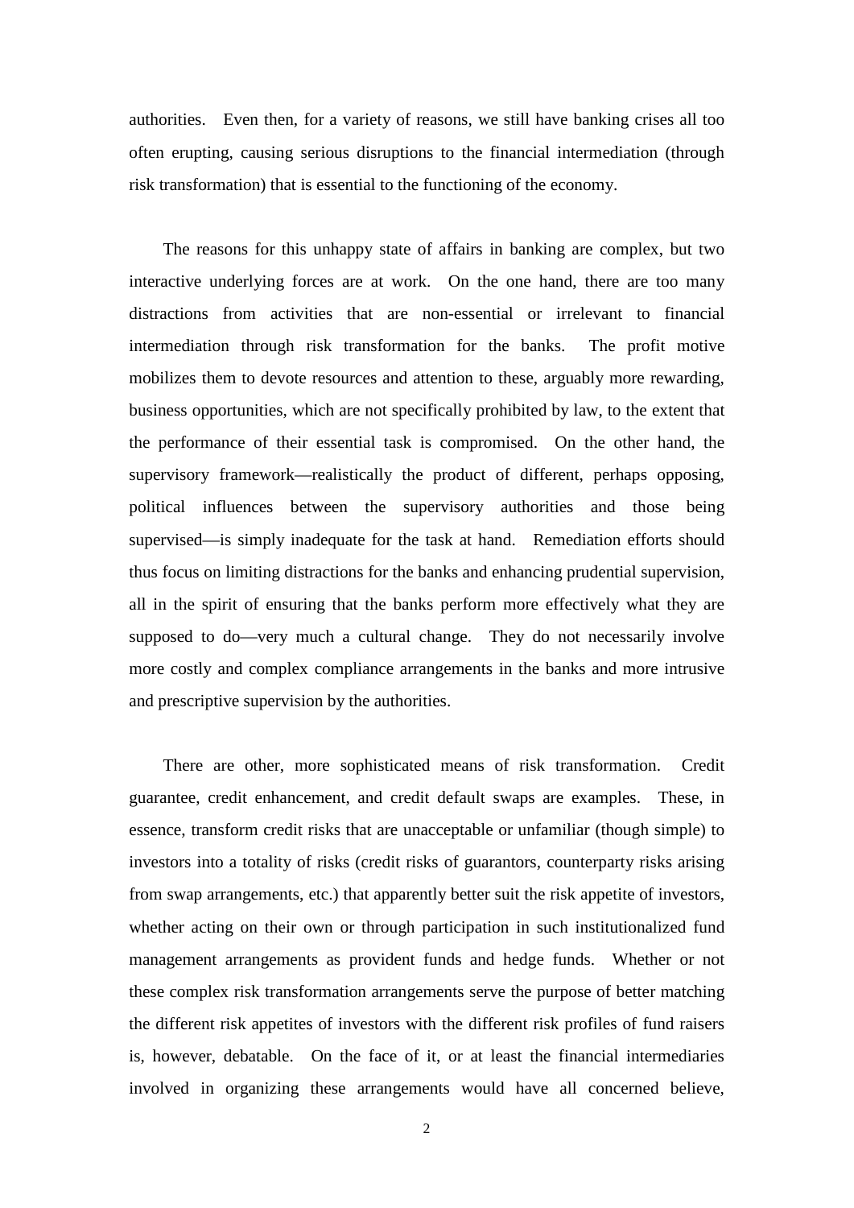authorities. Even then, for a variety of reasons, we still have banking crises all too often erupting, causing serious disruptions to the financial intermediation (through risk transformation) that is essential to the functioning of the economy.

The reasons for this unhappy state of affairs in banking are complex, but two interactive underlying forces are at work. On the one hand, there are too many distractions from activities that are non-essential or irrelevant to financial intermediation through risk transformation for the banks. The profit motive mobilizes them to devote resources and attention to these, arguably more rewarding, business opportunities, which are not specifically prohibited by law, to the extent that the performance of their essential task is compromised. On the other hand, the supervisory framework—realistically the product of different, perhaps opposing, political influences between the supervisory authorities and those being supervised—is simply inadequate for the task at hand. Remediation efforts should thus focus on limiting distractions for the banks and enhancing prudential supervision, all in the spirit of ensuring that the banks perform more effectively what they are supposed to do—very much a cultural change. They do not necessarily involve more costly and complex compliance arrangements in the banks and more intrusive and prescriptive supervision by the authorities.

There are other, more sophisticated means of risk transformation. Credit guarantee, credit enhancement, and credit default swaps are examples. These, in essence, transform credit risks that are unacceptable or unfamiliar (though simple) to investors into a totality of risks (credit risks of guarantors, counterparty risks arising from swap arrangements, etc.) that apparently better suit the risk appetite of investors, whether acting on their own or through participation in such institutionalized fund management arrangements as provident funds and hedge funds. Whether or not these complex risk transformation arrangements serve the purpose of better matching the different risk appetites of investors with the different risk profiles of fund raisers is, however, debatable. On the face of it, or at least the financial intermediaries involved in organizing these arrangements would have all concerned believe,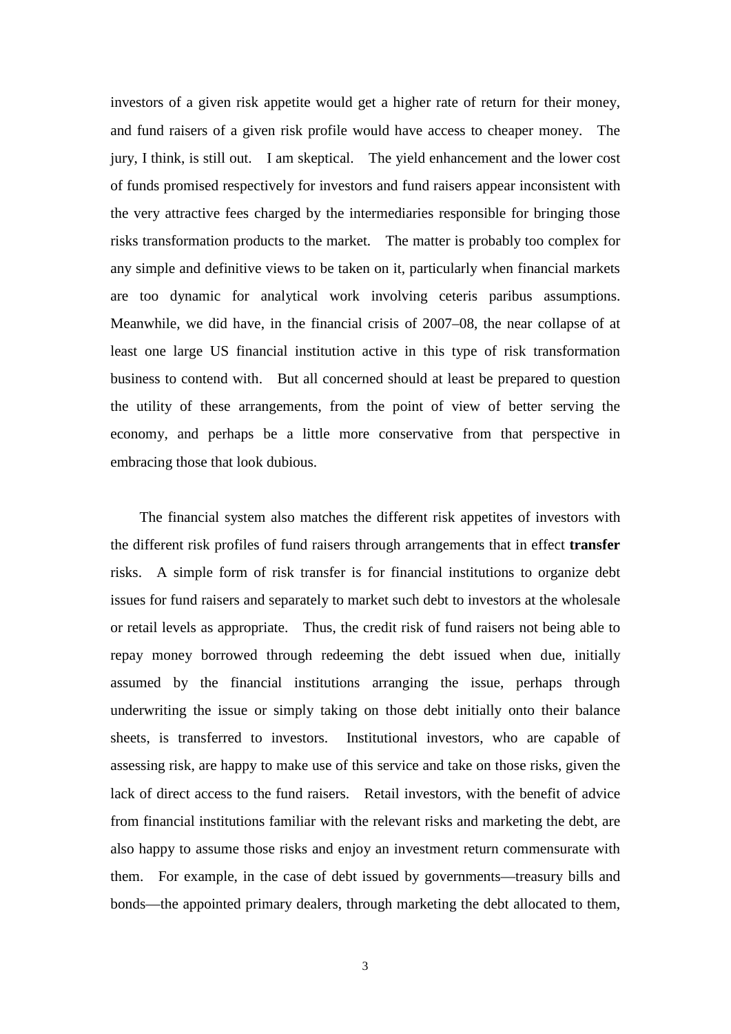investors of a given risk appetite would get a higher rate of return for their money, and fund raisers of a given risk profile would have access to cheaper money. The jury, I think, is still out. I am skeptical. The yield enhancement and the lower cost of funds promised respectively for investors and fund raisers appear inconsistent with the very attractive fees charged by the intermediaries responsible for bringing those risks transformation products to the market. The matter is probably too complex for any simple and definitive views to be taken on it, particularly when financial markets are too dynamic for analytical work involving ceteris paribus assumptions. Meanwhile, we did have, in the financial crisis of 2007–08, the near collapse of at least one large US financial institution active in this type of risk transformation business to contend with. But all concerned should at least be prepared to question the utility of these arrangements, from the point of view of better serving the economy, and perhaps be a little more conservative from that perspective in embracing those that look dubious.

The financial system also matches the different risk appetites of investors with the different risk profiles of fund raisers through arrangements that in effect **transfer** risks. A simple form of risk transfer is for financial institutions to organize debt issues for fund raisers and separately to market such debt to investors at the wholesale or retail levels as appropriate. Thus, the credit risk of fund raisers not being able to repay money borrowed through redeeming the debt issued when due, initially assumed by the financial institutions arranging the issue, perhaps through underwriting the issue or simply taking on those debt initially onto their balance sheets, is transferred to investors. Institutional investors, who are capable of assessing risk, are happy to make use of this service and take on those risks, given the lack of direct access to the fund raisers. Retail investors, with the benefit of advice from financial institutions familiar with the relevant risks and marketing the debt, are also happy to assume those risks and enjoy an investment return commensurate with them. For example, in the case of debt issued by governments—treasury bills and bonds—the appointed primary dealers, through marketing the debt allocated to them,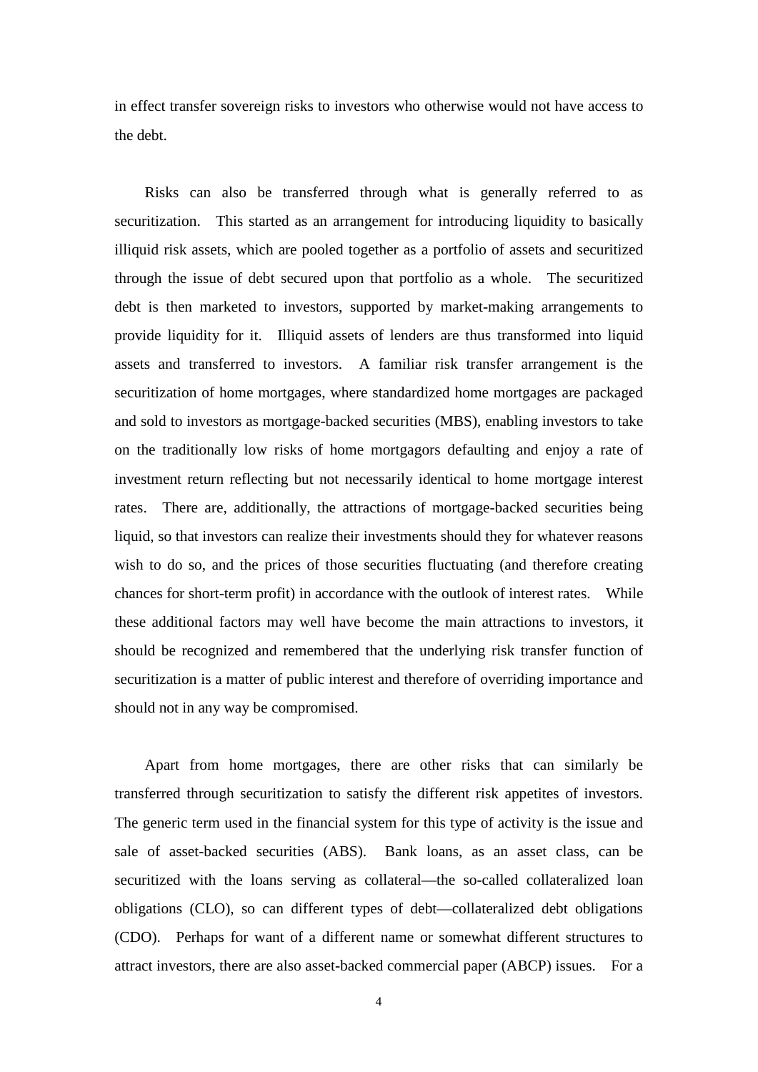in effect transfer sovereign risks to investors who otherwise would not have access to the debt.

Risks can also be transferred through what is generally referred to as securitization. This started as an arrangement for introducing liquidity to basically illiquid risk assets, which are pooled together as a portfolio of assets and securitized through the issue of debt secured upon that portfolio as a whole. The securitized debt is then marketed to investors, supported by market-making arrangements to provide liquidity for it. Illiquid assets of lenders are thus transformed into liquid assets and transferred to investors. A familiar risk transfer arrangement is the securitization of home mortgages, where standardized home mortgages are packaged and sold to investors as mortgage-backed securities (MBS), enabling investors to take on the traditionally low risks of home mortgagors defaulting and enjoy a rate of investment return reflecting but not necessarily identical to home mortgage interest rates. There are, additionally, the attractions of mortgage-backed securities being liquid, so that investors can realize their investments should they for whatever reasons wish to do so, and the prices of those securities fluctuating (and therefore creating chances for short-term profit) in accordance with the outlook of interest rates. While these additional factors may well have become the main attractions to investors, it should be recognized and remembered that the underlying risk transfer function of securitization is a matter of public interest and therefore of overriding importance and should not in any way be compromised.

Apart from home mortgages, there are other risks that can similarly be transferred through securitization to satisfy the different risk appetites of investors. The generic term used in the financial system for this type of activity is the issue and sale of asset-backed securities (ABS). Bank loans, as an asset class, can be securitized with the loans serving as collateral—the so-called collateralized loan obligations (CLO), so can different types of debt—collateralized debt obligations (CDO). Perhaps for want of a different name or somewhat different structures to attract investors, there are also asset-backed commercial paper (ABCP) issues. For a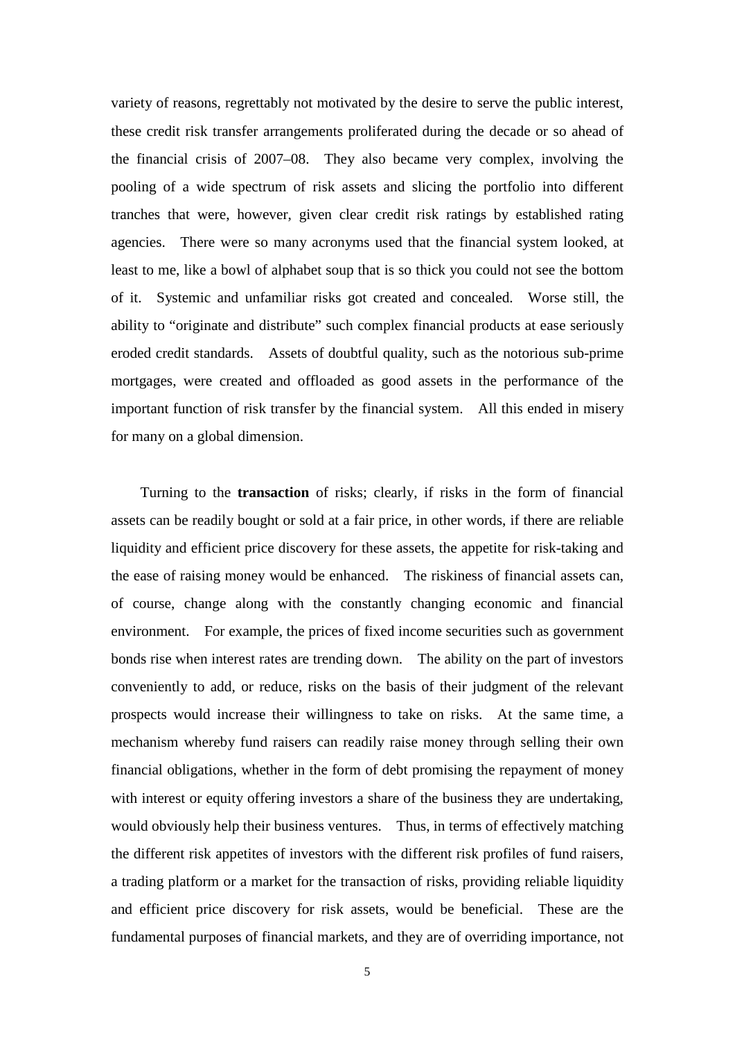variety of reasons, regrettably not motivated by the desire to serve the public interest, these credit risk transfer arrangements proliferated during the decade or so ahead of the financial crisis of 2007–08. They also became very complex, involving the pooling of a wide spectrum of risk assets and slicing the portfolio into different tranches that were, however, given clear credit risk ratings by established rating agencies. There were so many acronyms used that the financial system looked, at least to me, like a bowl of alphabet soup that is so thick you could not see the bottom of it. Systemic and unfamiliar risks got created and concealed. Worse still, the ability to "originate and distribute" such complex financial products at ease seriously eroded credit standards. Assets of doubtful quality, such as the notorious sub-prime mortgages, were created and offloaded as good assets in the performance of the important function of risk transfer by the financial system. All this ended in misery for many on a global dimension.

Turning to the **transaction** of risks; clearly, if risks in the form of financial assets can be readily bought or sold at a fair price, in other words, if there are reliable liquidity and efficient price discovery for these assets, the appetite for risk-taking and the ease of raising money would be enhanced. The riskiness of financial assets can, of course, change along with the constantly changing economic and financial environment. For example, the prices of fixed income securities such as government bonds rise when interest rates are trending down. The ability on the part of investors conveniently to add, or reduce, risks on the basis of their judgment of the relevant prospects would increase their willingness to take on risks. At the same time, a mechanism whereby fund raisers can readily raise money through selling their own financial obligations, whether in the form of debt promising the repayment of money with interest or equity offering investors a share of the business they are undertaking, would obviously help their business ventures. Thus, in terms of effectively matching the different risk appetites of investors with the different risk profiles of fund raisers, a trading platform or a market for the transaction of risks, providing reliable liquidity and efficient price discovery for risk assets, would be beneficial. These are the fundamental purposes of financial markets, and they are of overriding importance, not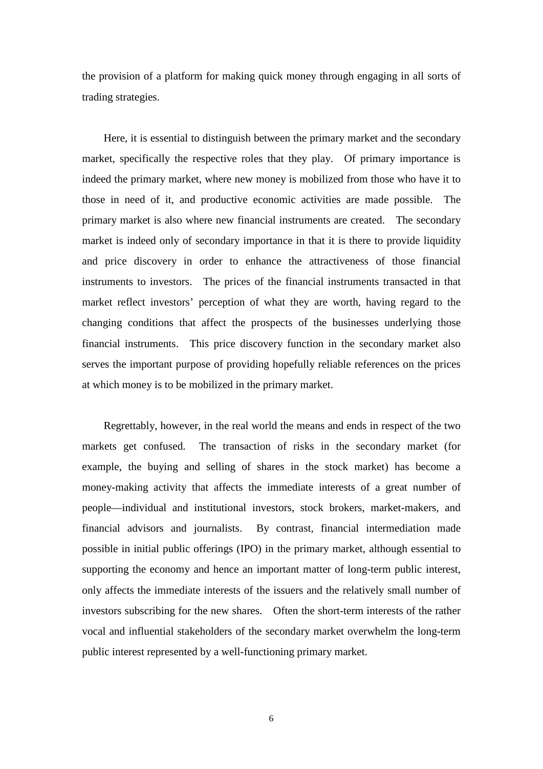the provision of a platform for making quick money through engaging in all sorts of trading strategies.

Here, it is essential to distinguish between the primary market and the secondary market, specifically the respective roles that they play. Of primary importance is indeed the primary market, where new money is mobilized from those who have it to those in need of it, and productive economic activities are made possible. The primary market is also where new financial instruments are created. The secondary market is indeed only of secondary importance in that it is there to provide liquidity and price discovery in order to enhance the attractiveness of those financial instruments to investors. The prices of the financial instruments transacted in that market reflect investors' perception of what they are worth, having regard to the changing conditions that affect the prospects of the businesses underlying those financial instruments. This price discovery function in the secondary market also serves the important purpose of providing hopefully reliable references on the prices at which money is to be mobilized in the primary market.

Regrettably, however, in the real world the means and ends in respect of the two markets get confused. The transaction of risks in the secondary market (for example, the buying and selling of shares in the stock market) has become a money-making activity that affects the immediate interests of a great number of people—individual and institutional investors, stock brokers, market-makers, and financial advisors and journalists. By contrast, financial intermediation made possible in initial public offerings (IPO) in the primary market, although essential to supporting the economy and hence an important matter of long-term public interest, only affects the immediate interests of the issuers and the relatively small number of investors subscribing for the new shares. Often the short-term interests of the rather vocal and influential stakeholders of the secondary market overwhelm the long-term public interest represented by a well-functioning primary market.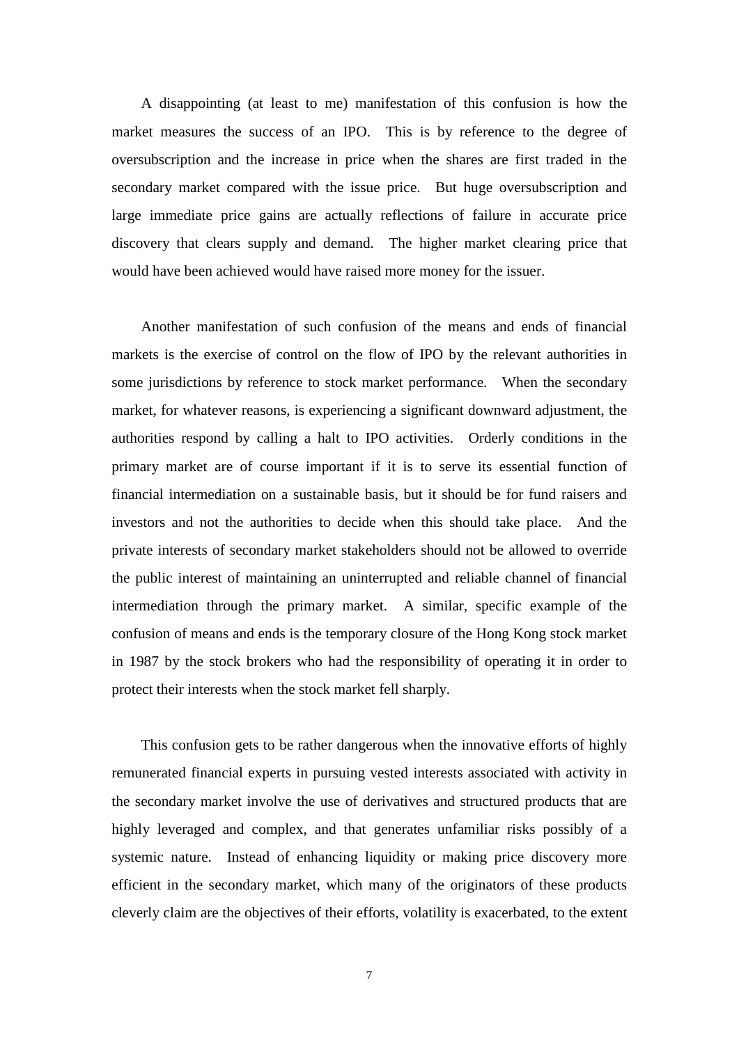A disappointing (at least to me) manifestation of this confusion is how the market measures the success of an IPO. This is by reference to the degree of oversubscription and the increase in price when the shares are first traded in the secondary market compared with the issue price. But huge oversubscription and large immediate price gains are actually reflections of failure in accurate price discovery that clears supply and demand. The higher market clearing price that would have been achieved would have raised more money for the issuer.

Another manifestation of such confusion of the means and ends of financial markets is the exercise of control on the flow of IPO by the relevant authorities in some jurisdictions by reference to stock market performance. When the secondary market, for whatever reasons, is experiencing a significant downward adjustment, the authorities respond by calling a halt to IPO activities. Orderly conditions in the primary market are of course important if it is to serve its essential function of financial intermediation on a sustainable basis, but it should be for fund raisers and investors and not the authorities to decide when this should take place. And the private interests of secondary market stakeholders should not be allowed to override the public interest of maintaining an uninterrupted and reliable channel of financial intermediation through the primary market. A similar, specific example of the confusion of means and ends is the temporary closure of the Hong Kong stock market in 1987 by the stock brokers who had the responsibility of operating it in order to protect their interests when the stock market fell sharply.

This confusion gets to be rather dangerous when the innovative efforts of highly remunerated financial experts in pursuing vested interests associated with activity in the secondary market involve the use of derivatives and structured products that are highly leveraged and complex, and that generates unfamiliar risks possibly of a systemic nature. Instead of enhancing liquidity or making price discovery more efficient in the secondary market, which many of the originators of these products cleverly claim are the objectives of their efforts, volatility is exacerbated, to the extent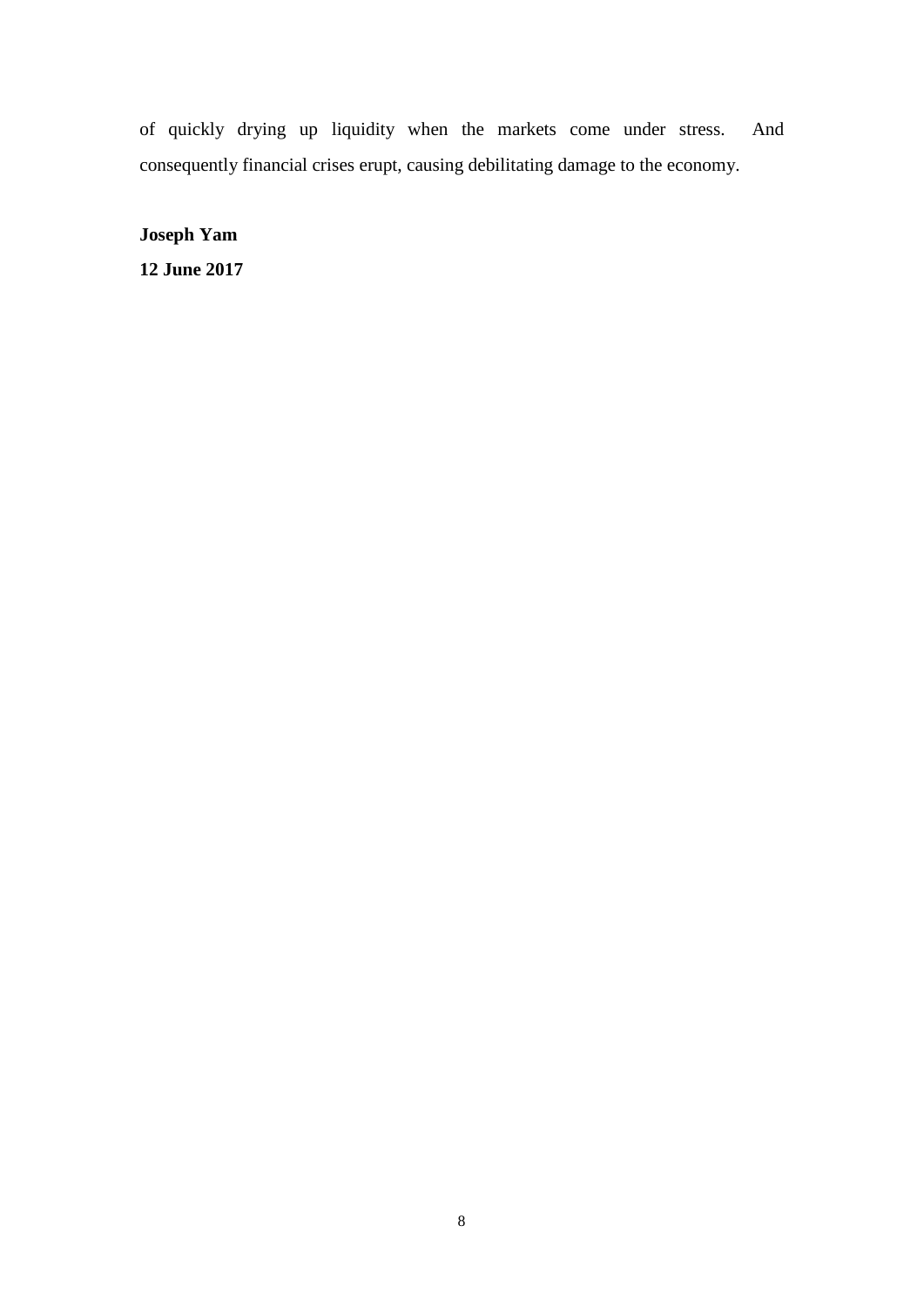of quickly drying up liquidity when the markets come under stress. And consequently financial crises erupt, causing debilitating damage to the economy.

**Joseph Yam**

**12 June 2017**